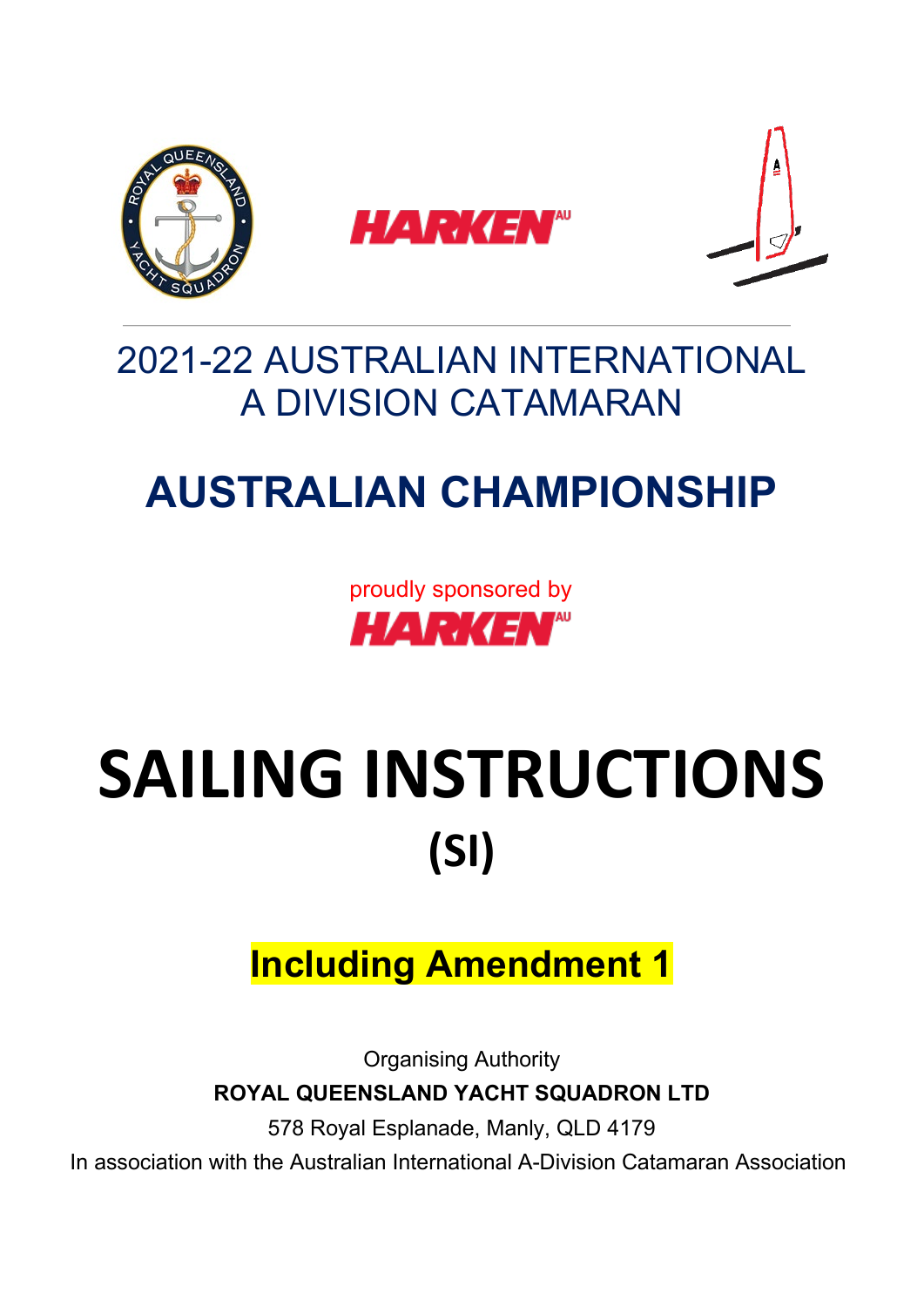# 2021-22 AUSTRALIAN INTERNATIONAL A DIVISION CATAMARAN

# AUSTRALIAN CHAMPIONSHIP

proudly sponsored by

HARKEN AU

# SAILING INSTRUCTIONS (SI)

**Including Amendment 1**

Organising Authority

**ROYAL QUEENSLAND YACHT SQUADRON LTD**

578 Royal Esplanade, Manly, QLD 4179

In association with the Australian International A-Division Catamaran Association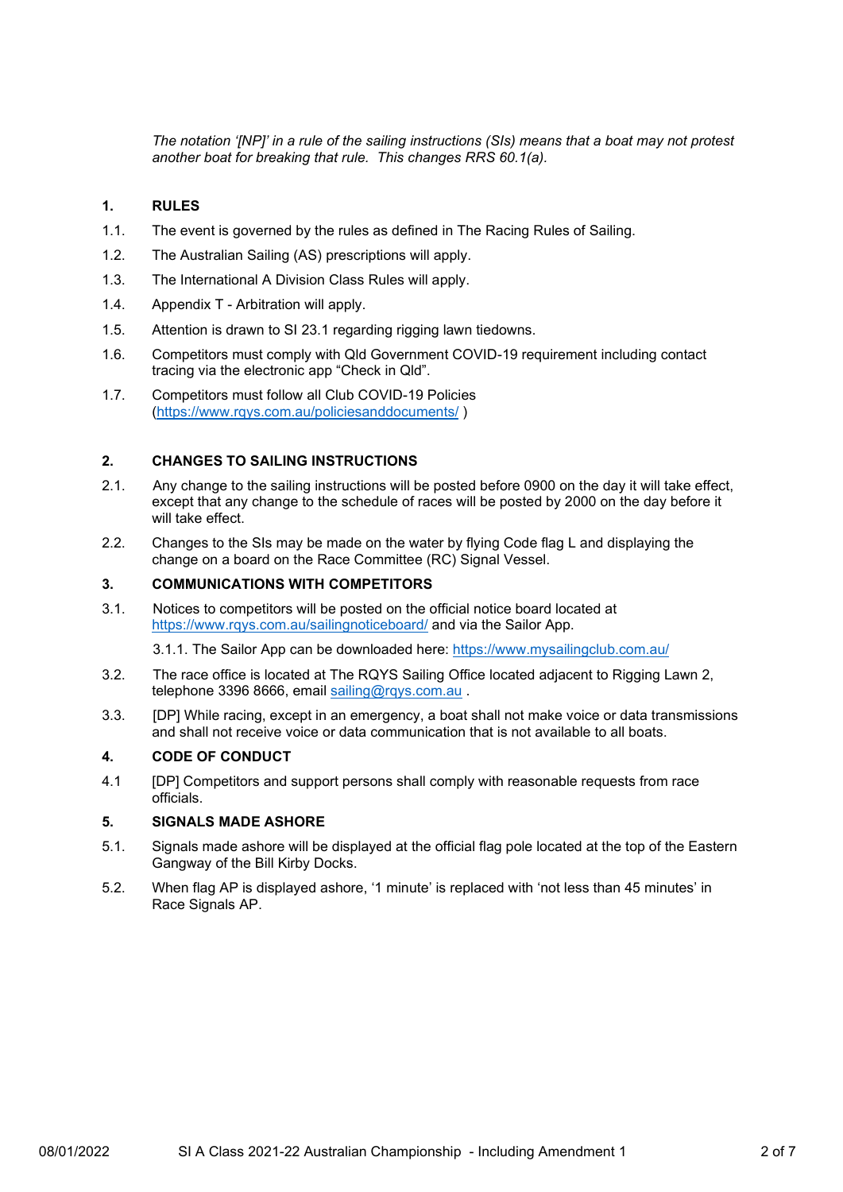*The notation '[NP]' in a rule of the sailing instructions (SIs) means that a boat may not protest another boat for breaking that rule. This changes RRS 60.1(a).*

## 1. RULES

1.1. The event is governed by the rules as defined in The Racing Rules of Sailing.

1.2. The Australian Sailing (AS) prescriptions will apply.

1.3. The International A Division Class Rules will apply.

1.4. Appendix T - Arbitration will apply.

1.5. Attention is drawn to SI 23.1 regarding rigging lawn tiedowns.

1.6. Competitors must comply with Qld Government COVID-19 requirement including contact tracing via the electronic app "Check in Qld".

1.7. Competitors must follow all Club COVID-19 Policies (https://www.rqys.com.au/policiesanddocuments/ )

## 2. CHANGES TO SAILING INSTRUCTIONS

2.1. Any change to the sailing instructions will be posted before 0900 on the day it will take effect, except that any change to the schedule of races will be posted by 2000 on the day before it will take effect.

2.2. Changes to the SIs may be made on the water by flying Code flag L and displaying the change on a board on the Race Committee (RC) Signal Vessel.

## 3. COMMUNICATIONS WITH COMPETITORS

3.1. Notices to competitors will be posted on the official notice board located at https://www.rqys.com.au/sailingnoticeboard/ and via the Sailor App.

3.1.1. The Sailor App can be downloaded here: https://www.mysailingclub.com.au/

3.2. The race office is located at The RQYS Sailing Office located adjacent to Rigging Lawn 2, telephone 3396 8666, email sailing@rqys.com.au .

3.3. [DP] While racing, except in an emergency, a boat shall not make voice or data transmissions and shall not receive voice or data communication that is not available to all boats.

## 4. CODE OF CONDUCT

4.1 [DP] Competitors and support persons shall comply with reasonable requests from race officials.

## 5. SIGNALS MADE ASHORE

5.1. Signals made ashore will be displayed at the official flag pole located at the top of the Eastern Gangway of the Bill Kirby Docks.

5.2. When flag AP is displayed ashore, '1 minute' is replaced with 'not less than 45 minutes' in Race Signals AP.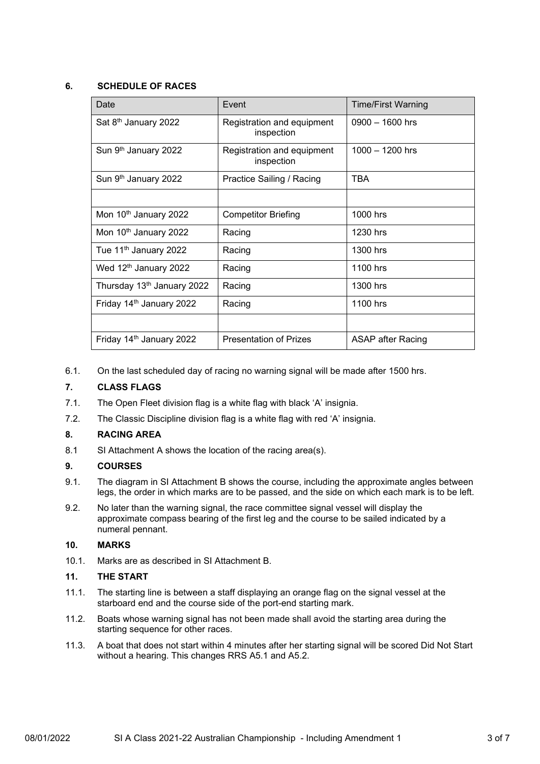## 6. SCHEDULE OF RACES

| Date | Event | Time/First Warning |
|---|---|---|
| Sat 8th January 2022 | Registration and equipment inspection | 0900 – 1600 hrs |
| Sun 9th January 2022 | Registration and equipment inspection | 1000 – 1200 hrs |
| Sun 9th January 2022 | Practice Sailing / Racing | TBA |
| | | |
| Mon 10th January 2022 | Competitor Briefing | 1000 hrs |
| Mon 10th January 2022 | Racing | 1230 hrs |
| Tue 11th January 2022 | Racing | 1300 hrs |
| Wed 12th January 2022 | Racing | 1100 hrs |
| Thursday 13th January 2022 | Racing | 1300 hrs |
| Friday 14th January 2022 | Racing | 1100 hrs |
| | | |
| Friday 14th January 2022 | Presentation of Prizes | ASAP after Racing |

6.1. On the last scheduled day of racing no warning signal will be made after 1500 hrs.

## 7. CLASS FLAGS

7.1. The Open Fleet division flag is a white flag with black 'A' insignia.

7.2. The Classic Discipline division flag is a white flag with red 'A' insignia.

## 8. RACING AREA

8.1 SI Attachment A shows the location of the racing area(s).

## 9. COURSES

9.1. The diagram in SI Attachment B shows the course, including the approximate angles between legs, the order in which marks are to be passed, and the side on which each mark is to be left.

9.2. No later than the warning signal, the race committee signal vessel will display the approximate compass bearing of the first leg and the course to be sailed indicated by a numeral pennant.

## 10. MARKS

10.1. Marks are as described in SI Attachment B.

## 11. THE START

11.1. The starting line is between a staff displaying an orange flag on the signal vessel at the starboard end and the course side of the port-end starting mark.

11.2. Boats whose warning signal has not been made shall avoid the starting area during the starting sequence for other races.

11.3. A boat that does not start within 4 minutes after her starting signal will be scored Did Not Start without a hearing. This changes RRS A5.1 and A5.2.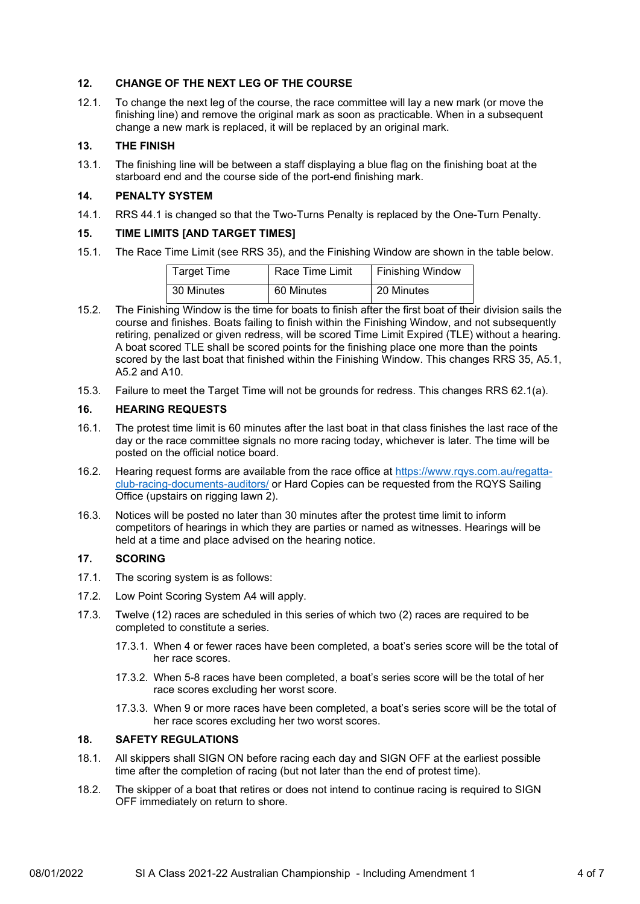## 12. CHANGE OF THE NEXT LEG OF THE COURSE

12.1. To change the next leg of the course, the race committee will lay a new mark (or move the finishing line) and remove the original mark as soon as practicable. When in a subsequent change a new mark is replaced, it will be replaced by an original mark.

## 13. THE FINISH

13.1. The finishing line will be between a staff displaying a blue flag on the finishing boat at the starboard end and the course side of the port-end finishing mark.

## 14. PENALTY SYSTEM

14.1. RRS 44.1 is changed so that the Two-Turns Penalty is replaced by the One-Turn Penalty.

## 15. TIME LIMITS [AND TARGET TIMES]

15.1. The Race Time Limit (see RRS 35), and the Finishing Window are shown in the table below.

| Target Time | Race Time Limit | Finishing Window |
|---|---|---|
| 30 Minutes | 60 Minutes | 20 Minutes |

15.2. The Finishing Window is the time for boats to finish after the first boat of their division sails the course and finishes. Boats failing to finish within the Finishing Window, and not subsequently retiring, penalized or given redress, will be scored Time Limit Expired (TLE) without a hearing. A boat scored TLE shall be scored points for the finishing place one more than the points scored by the last boat that finished within the Finishing Window. This changes RRS 35, A5.1, A5.2 and A10.

15.3. Failure to meet the Target Time will not be grounds for redress. This changes RRS 62.1(a).

## 16. HEARING REQUESTS

16.1. The protest time limit is 60 minutes after the last boat in that class finishes the last race of the day or the race committee signals no more racing today, whichever is later. The time will be posted on the official notice board.

16.2. Hearing request forms are available from the race office at https://www.rqys.com.au/regatta-club-racing-documents-auditors/ or Hard Copies can be requested from the RQYS Sailing Office (upstairs on rigging lawn 2).

16.3. Notices will be posted no later than 30 minutes after the protest time limit to inform competitors of hearings in which they are parties or named as witnesses. Hearings will be held at a time and place advised on the hearing notice.

## 17. SCORING

17.1. The scoring system is as follows:

17.2. Low Point Scoring System A4 will apply.

17.3. Twelve (12) races are scheduled in this series of which two (2) races are required to be completed to constitute a series.

- 17.3.1. When 4 or fewer races have been completed, a boat's series score will be the total of her race scores.
- 17.3.2. When 5-8 races have been completed, a boat's series score will be the total of her race scores excluding her worst score.
- 17.3.3. When 9 or more races have been completed, a boat's series score will be the total of her race scores excluding her two worst scores.

## 18. SAFETY REGULATIONS

18.1. All skippers shall SIGN ON before racing each day and SIGN OFF at the earliest possible time after the completion of racing (but not later than the end of protest time).

18.2. The skipper of a boat that retires or does not intend to continue racing is required to SIGN OFF immediately on return to shore.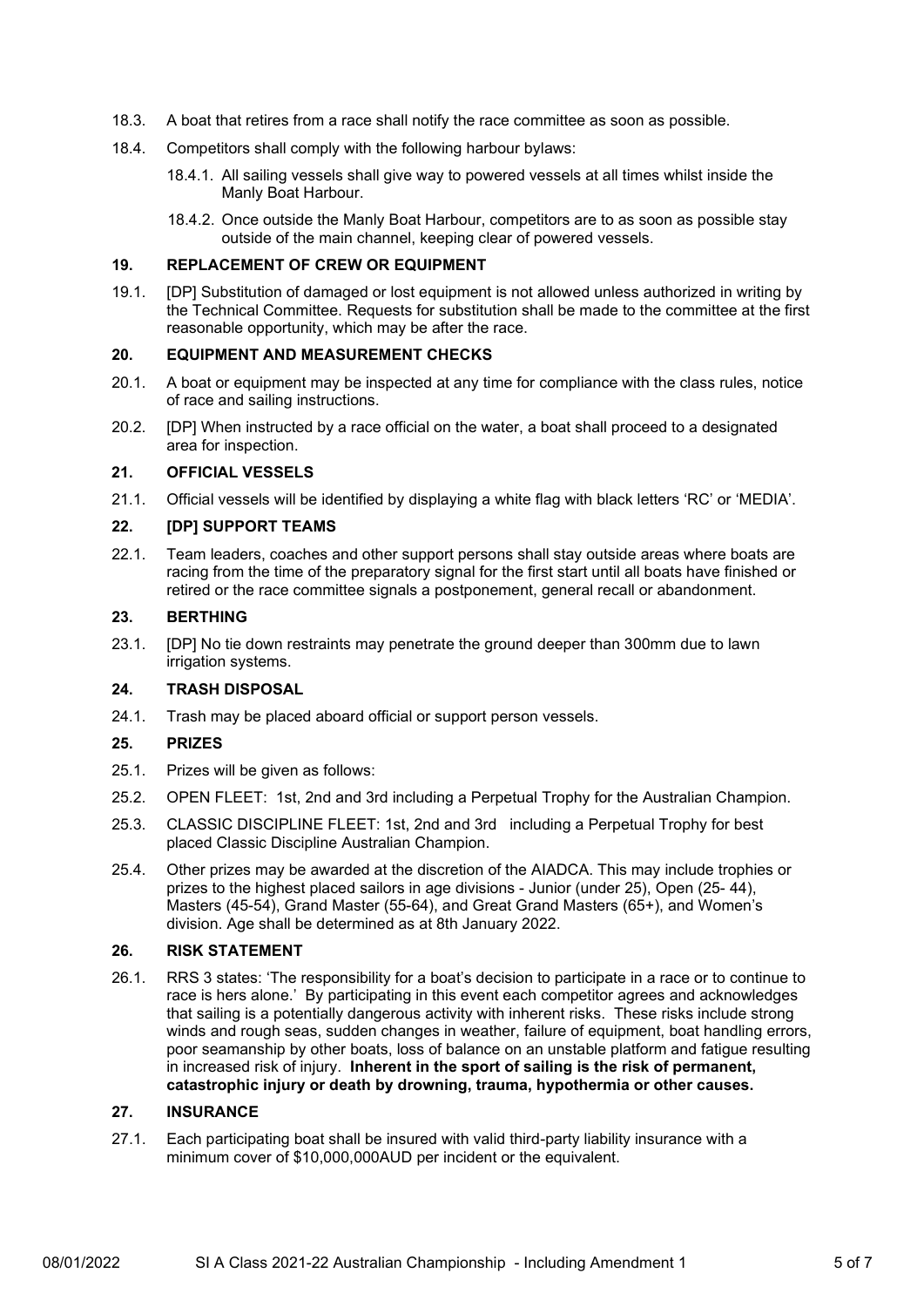18.3. A boat that retires from a race shall notify the race committee as soon as possible.

18.4. Competitors shall comply with the following harbour bylaws:

18.4.1. All sailing vessels shall give way to powered vessels at all times whilst inside the Manly Boat Harbour.

18.4.2. Once outside the Manly Boat Harbour, competitors are to as soon as possible stay outside of the main channel, keeping clear of powered vessels.

## 19. REPLACEMENT OF CREW OR EQUIPMENT

19.1. [DP] Substitution of damaged or lost equipment is not allowed unless authorized in writing by the Technical Committee. Requests for substitution shall be made to the committee at the first reasonable opportunity, which may be after the race.

## 20. EQUIPMENT AND MEASUREMENT CHECKS

20.1. A boat or equipment may be inspected at any time for compliance with the class rules, notice of race and sailing instructions.

20.2. [DP] When instructed by a race official on the water, a boat shall proceed to a designated area for inspection.

## 21. OFFICIAL VESSELS

21.1. Official vessels will be identified by displaying a white flag with black letters 'RC' or 'MEDIA'.

## 22. [DP] SUPPORT TEAMS

22.1. Team leaders, coaches and other support persons shall stay outside areas where boats are racing from the time of the preparatory signal for the first start until all boats have finished or retired or the race committee signals a postponement, general recall or abandonment.

## 23. BERTHING

23.1. [DP] No tie down restraints may penetrate the ground deeper than 300mm due to lawn irrigation systems.

## 24. TRASH DISPOSAL

24.1. Trash may be placed aboard official or support person vessels.

## 25. PRIZES

25.1. Prizes will be given as follows:

25.2. OPEN FLEET: 1st, 2nd and 3rd including a Perpetual Trophy for the Australian Champion.

25.3. CLASSIC DISCIPLINE FLEET: 1st, 2nd and 3rd including a Perpetual Trophy for best placed Classic Discipline Australian Champion.

25.4. Other prizes may be awarded at the discretion of the AIADCA. This may include trophies or prizes to the highest placed sailors in age divisions - Junior (under 25), Open (25- 44), Masters (45-54), Grand Master (55-64), and Great Grand Masters (65+), and Women's division. Age shall be determined as at 8th January 2022.

## 26. RISK STATEMENT

26.1. RRS 3 states: 'The responsibility for a boat's decision to participate in a race or to continue to race is hers alone.' By participating in this event each competitor agrees and acknowledges that sailing is a potentially dangerous activity with inherent risks. These risks include strong winds and rough seas, sudden changes in weather, failure of equipment, boat handling errors, poor seamanship by other boats, loss of balance on an unstable platform and fatigue resulting in increased risk of injury. **Inherent in the sport of sailing is the risk of permanent, catastrophic injury or death by drowning, trauma, hypothermia or other causes.**

## 27. INSURANCE

27.1. Each participating boat shall be insured with valid third-party liability insurance with a minimum cover of $10,000,000AUD per incident or the equivalent.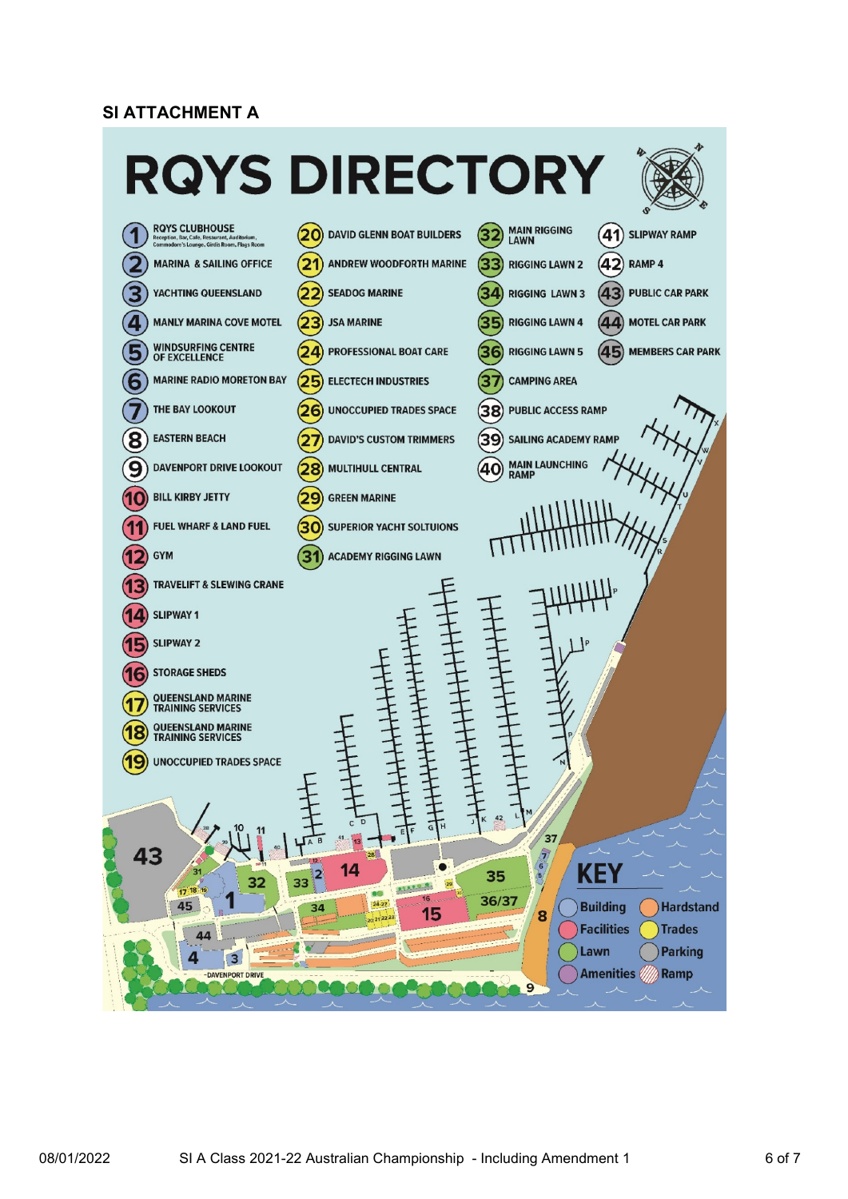## SI ATTACHMENT A

# RQYS DIRECTORY

1. RQYS CLUBHOUSE – Reception, Bar, Cafe, Restaurant, Auditorium, Commodore's Lounge, Girls Room, Flags Room
2. MARINA & SAILING OFFICE
3. YACHTING QUEENSLAND
4. MANLY MARINA COVE MOTEL
5. WINDSURFING CENTRE OF EXCELLENCE
6. MARINE RADIO MORETON BAY
7. THE BAY LOOKOUT
8. EASTERN BEACH
9. DAVENPORT DRIVE LOOKOUT
10. BILL KIRBY JETTY
11. FUEL WHARF & LAND FUEL
12. GYM
13. TRAVELIFT & SLEWING CRANE
14. SLIPWAY 1
15. SLIPWAY 2
16. STORAGE SHEDS
17. QUEENSLAND MARINE TRAINING SERVICES
18. QUEENSLAND MARINE TRAINING SERVICES
19. UNOCCUPIED TRADES SPACE
20. DAVID GLENN BOAT BUILDERS
21. ANDREW WOODFORTH MARINE
22. SEADOG MARINE
23. JSA MARINE
24. PROFESSIONAL BOAT CARE
25. ELECTECH INDUSTRIES
26. UNOCCUPIED TRADES SPACE
27. DAVID'S CUSTOM TRIMMERS
28. MULTIHULL CENTRAL
29. GREEN MARINE
30. SUPERIOR YACHT SOLTUIONS
31. ACADEMY RIGGING LAWN
32. MAIN RIGGING LAWN
33. RIGGING LAWN 2
34. RIGGING LAWN 3
35. RIGGING LAWN 4
36. RIGGING LAWN 5
37. CAMPING AREA
38. PUBLIC ACCESS RAMP
39. SAILING ACADEMY RAMP
40. MAIN LAUNCHING RAMP
41. SLIPWAY RAMP
42. RAMP 4
43. PUBLIC CAR PARK
44. MOTEL CAR PARK
45. MEMBERS CAR PARK

**KEY**

| | |
|---|---|
| Building | Hardstand |
| Facilities | Trades |
| Lawn | Parking |
| Amenities | Ramp |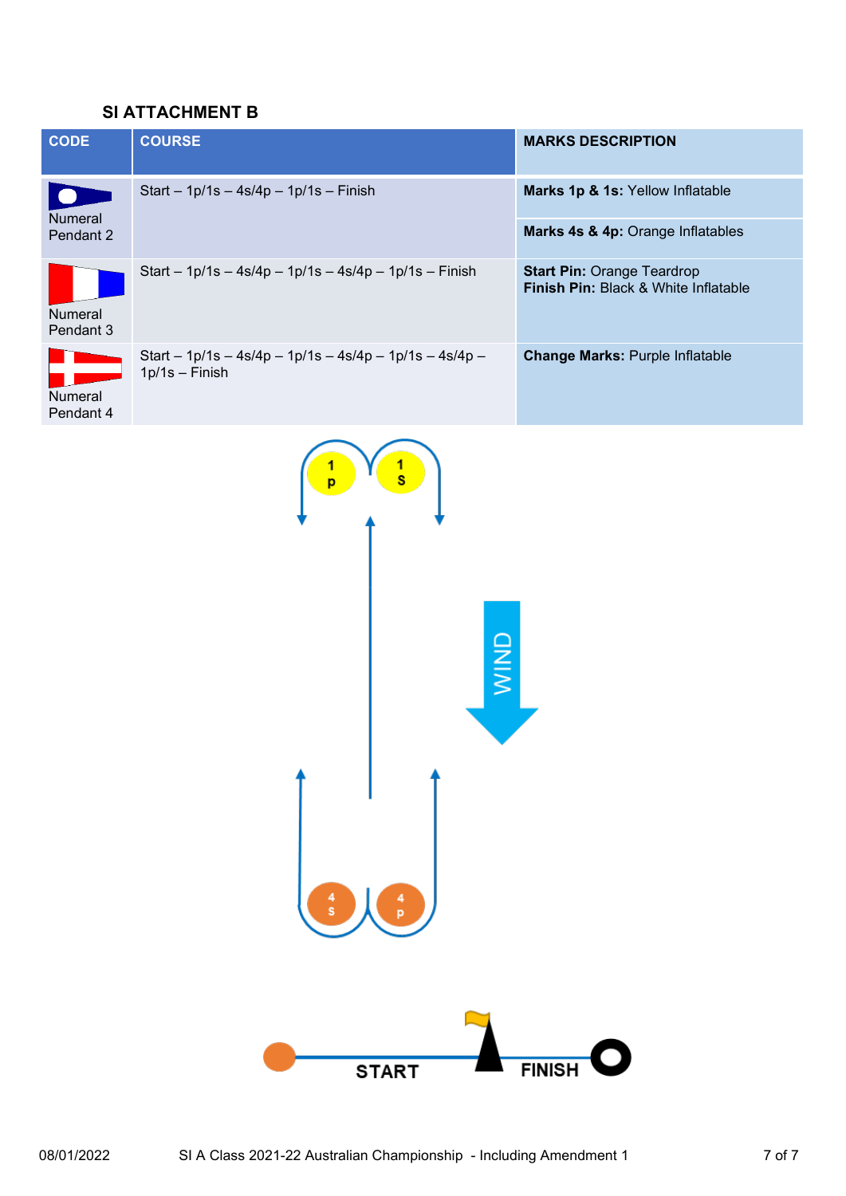## SI ATTACHMENT B

| CODE | COURSE | MARKS DESCRIPTION |
|---|---|---|
| Numeral Pendant 2 | Start – 1p/1s – 4s/4p – 1p/1s – Finish | **Marks 1p & 1s:** Yellow Inflatable<br>**Marks 4s & 4p:** Orange Inflatables |
| Numeral Pendant 3 | Start – 1p/1s – 4s/4p – 1p/1s – 4s/4p – 1p/1s – Finish | **Start Pin:** Orange Teardrop<br>**Finish Pin:** Black & White Inflatable |
| Numeral Pendant 4 | Start – 1p/1s – 4s/4p – 1p/1s – 4s/4p – 1p/1s – 4s/4p – 1p/1s – Finish | **Change Marks:** Purple Inflatable |

1 p

1 s

WIND

4 s

4 p

START

FINISH